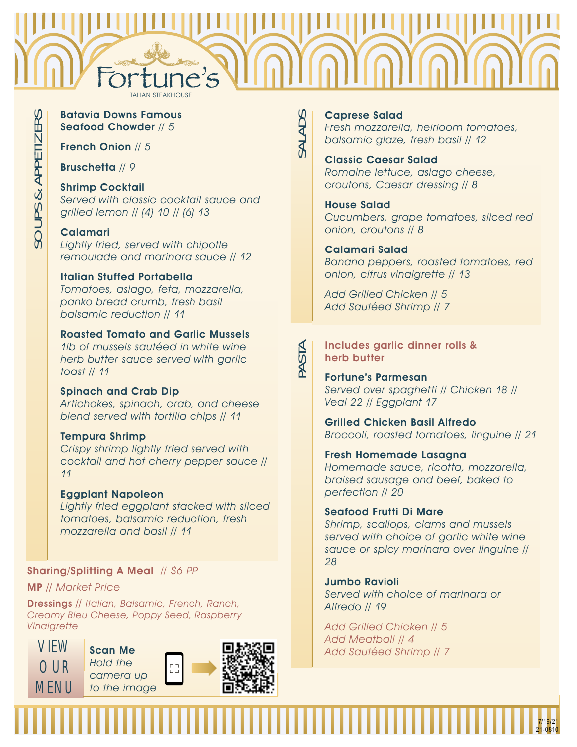# Fortune's

ITALIAN STEAKHOUSE

## SOUPS & APPETIZERS

**Batavia Downs Famous Seafood Chowder** // 5

**French Onion** // 5

**Bruschetta** // 9

**Shrimp Cocktail**
*Served with classic cocktail sauce and grilled lemon // (4) 10 // (6) 13*

**Calamari**
*Lightly fried, served with chipotle remoulade and marinara sauce // 12*

**Italian Stuffed Portabella**
*Tomatoes, asiago, feta, mozzarella, panko bread crumb, fresh basil balsamic reduction // 11*

**Roasted Tomato and Garlic Mussels**
*1lb of mussels sautéed in white wine herb butter sauce served with garlic toast // 11*

**Spinach and Crab Dip**
*Artichokes, spinach, crab, and cheese blend served with tortilla chips // 11*

**Tempura Shrimp**
*Crispy shrimp lightly fried served with cocktail and hot cherry pepper sauce // 11*

**Eggplant Napoleon**
*Lightly fried eggplant stacked with sliced tomatoes, balsamic reduction, fresh mozzarella and basil // 11*

**Sharing/Splitting A Meal** // *$6 PP*

**MP** // *Market Price*

**Dressings** // *Italian, Balsamic, French, Ranch, Creamy Bleu Cheese, Poppy Seed, Raspberry Vinaigrette*

VIEW OUR MENU

**Scan Me**
*Hold the camera up to the image*

## SALADS

**Caprese Salad**
*Fresh mozzarella, heirloom tomatoes, balsamic glaze, fresh basil // 12*

**Classic Caesar Salad**
*Romaine lettuce, asiago cheese, croutons, Caesar dressing // 8*

**House Salad**
*Cucumbers, grape tomatoes, sliced red onion, croutons // 8*

**Calamari Salad**
*Banana peppers, roasted tomatoes, red onion, citrus vinaigrette // 13*

*Add Grilled Chicken // 5*
*Add Sautéed Shrimp // 7*

## PASTA

**Includes garlic dinner rolls & herb butter**

**Fortune's Parmesan**
*Served over spaghetti // Chicken 18 // Veal 22 // Eggplant 17*

**Grilled Chicken Basil Alfredo**
*Broccoli, roasted tomatoes, linguine // 21*

**Fresh Homemade Lasagna**
*Homemade sauce, ricotta, mozzarella, braised sausage and beef, baked to perfection // 20*

**Seafood Frutti Di Mare**
*Shrimp, scallops, clams and mussels served with choice of garlic white wine sauce or spicy marinara over linguine // 28*

**Jumbo Ravioli**
*Served with choice of marinara or Alfredo // 19*

*Add Grilled Chicken // 5*
*Add Meatball // 4*
*Add Sautéed Shrimp // 7*

7/19/21
21-0810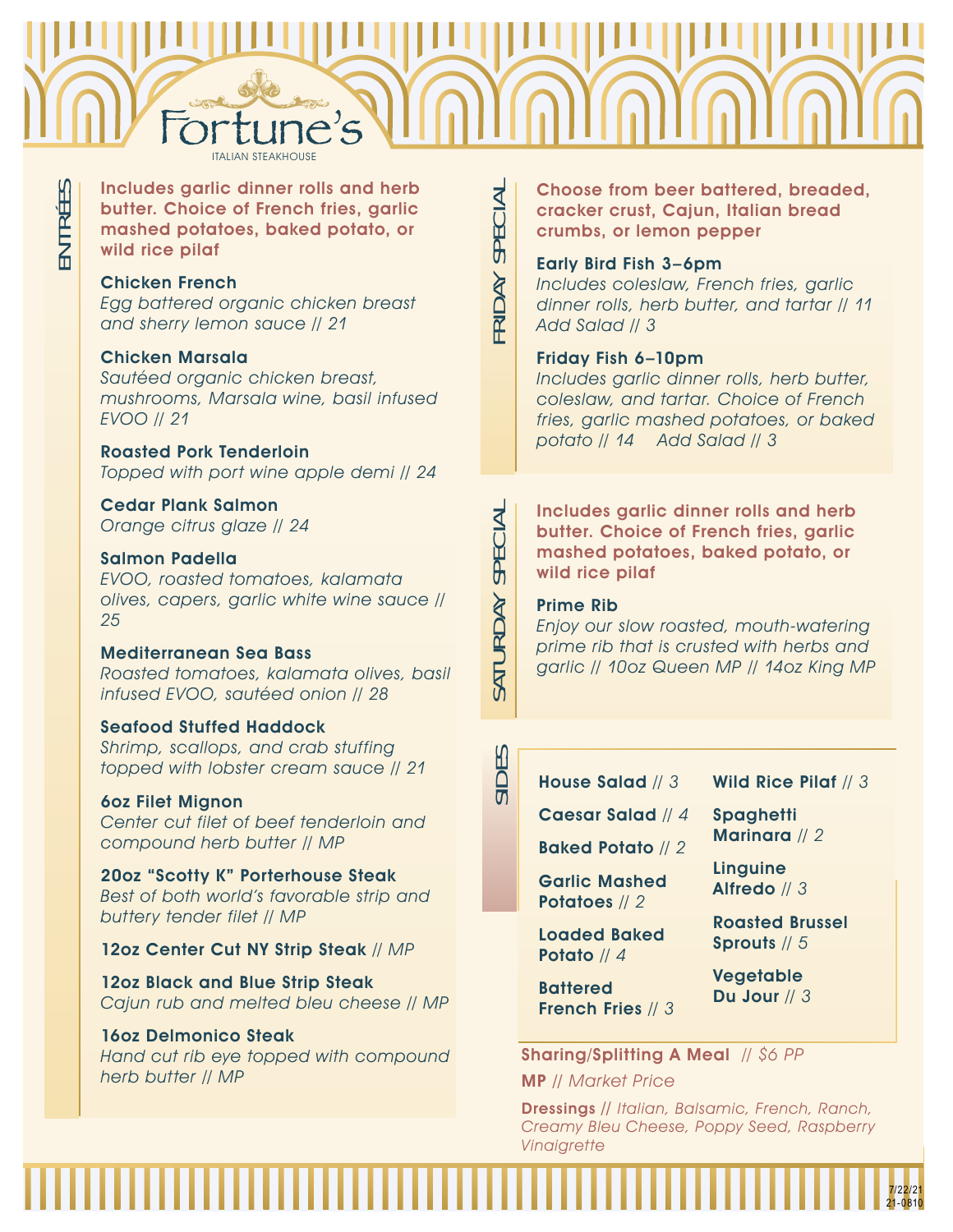# Fortune's

ITALIAN STEAKHOUSE

## ENTRÉES

**Includes garlic dinner rolls and herb butter. Choice of French fries, garlic mashed potatoes, baked potato, or wild rice pilaf**

**Chicken French**
*Egg battered organic chicken breast and sherry lemon sauce // 21*

**Chicken Marsala**
*Sautéed organic chicken breast, mushrooms, Marsala wine, basil infused EVOO // 21*

**Roasted Pork Tenderloin**
*Topped with port wine apple demi // 24*

**Cedar Plank Salmon**
*Orange citrus glaze // 24*

**Salmon Padella**
*EVOO, roasted tomatoes, kalamata olives, capers, garlic white wine sauce // 25*

**Mediterranean Sea Bass**
*Roasted tomatoes, kalamata olives, basil infused EVOO, sautéed onion // 28*

**Seafood Stuffed Haddock**
*Shrimp, scallops, and crab stuffing topped with lobster cream sauce // 21*

**6oz Filet Mignon**
*Center cut filet of beef tenderloin and compound herb butter // MP*

**20oz "Scotty K" Porterhouse Steak**
*Best of both world's favorable strip and buttery tender filet // MP*

**12oz Center Cut NY Strip Steak** *// MP*

**12oz Black and Blue Strip Steak**
*Cajun rub and melted bleu cheese // MP*

**16oz Delmonico Steak**
*Hand cut rib eye topped with compound herb butter // MP*

## FRIDAY SPECIAL

**Choose from beer battered, breaded, cracker crust, Cajun, Italian bread crumbs, or lemon pepper**

**Early Bird Fish 3–6pm**
*Includes coleslaw, French fries, garlic dinner rolls, herb butter, and tartar // 11*
*Add Salad // 3*

**Friday Fish 6–10pm**
*Includes garlic dinner rolls, herb butter, coleslaw, and tartar. Choice of French fries, garlic mashed potatoes, or baked potato // 14 Add Salad // 3*

## SATURDAY SPECIAL

**Includes garlic dinner rolls and herb butter. Choice of French fries, garlic mashed potatoes, baked potato, or wild rice pilaf**

**Prime Rib**
*Enjoy our slow roasted, mouth-watering prime rib that is crusted with herbs and garlic // 10oz Queen MP // 14oz King MP*

## SIDES

**House Salad** *// 3*

**Caesar Salad** *// 4*

**Baked Potato** *// 2*

**Garlic Mashed Potatoes** *// 2*

**Loaded Baked Potato** *// 4*

**Battered French Fries** *// 3*

**Wild Rice Pilaf** *// 3*

**Spaghetti Marinara** *// 2*

**Linguine Alfredo** *// 3*

**Roasted Brussel Sprouts** *// 5*

**Vegetable Du Jour** *// 3*

**Sharing/Splitting A Meal** *// $6 PP*

**MP** *// Market Price*

**Dressings** *// Italian, Balsamic, French, Ranch, Creamy Bleu Cheese, Poppy Seed, Raspberry Vinaigrette*

7/22/21
21-0810